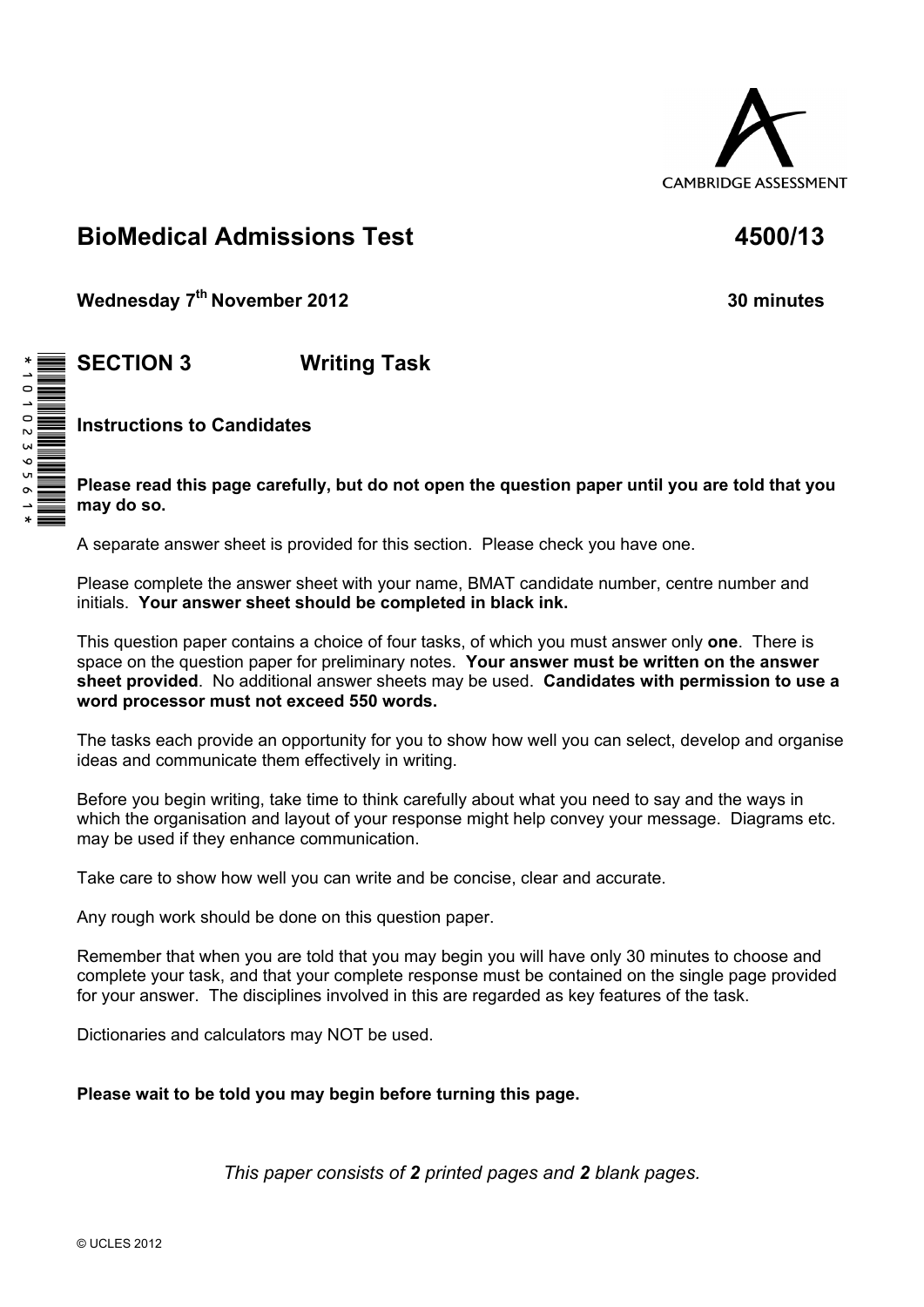CAMBRIDGE ASSESSMENT

# BioMedical Admissions Test 4500/13

**Wednesday 7th November 2012** **30 minutes**

\*1010239561\*

## SECTION 3 Writing Task

### Instructions to Candidates

**Please read this page carefully, but do not open the question paper until you are told that you may do so.**

A separate answer sheet is provided for this section. Please check you have one.

Please complete the answer sheet with your name, BMAT candidate number, centre number and initials. **Your answer sheet should be completed in black ink.**

This question paper contains a choice of four tasks, of which you must answer only **one**. There is space on the question paper for preliminary notes. **Your answer must be written on the answer sheet provided**. No additional answer sheets may be used. **Candidates with permission to use a word processor must not exceed 550 words.**

The tasks each provide an opportunity for you to show how well you can select, develop and organise ideas and communicate them effectively in writing.

Before you begin writing, take time to think carefully about what you need to say and the ways in which the organisation and layout of your response might help convey your message. Diagrams etc. may be used if they enhance communication.

Take care to show how well you can write and be concise, clear and accurate.

Any rough work should be done on this question paper.

Remember that when you are told that you may begin you will have only 30 minutes to choose and complete your task, and that your complete response must be contained on the single page provided for your answer. The disciplines involved in this are regarded as key features of the task.

Dictionaries and calculators may NOT be used.

**Please wait to be told you may begin before turning this page.**

*This paper consists of **2** printed pages and **2** blank pages.*

© UCLES 2012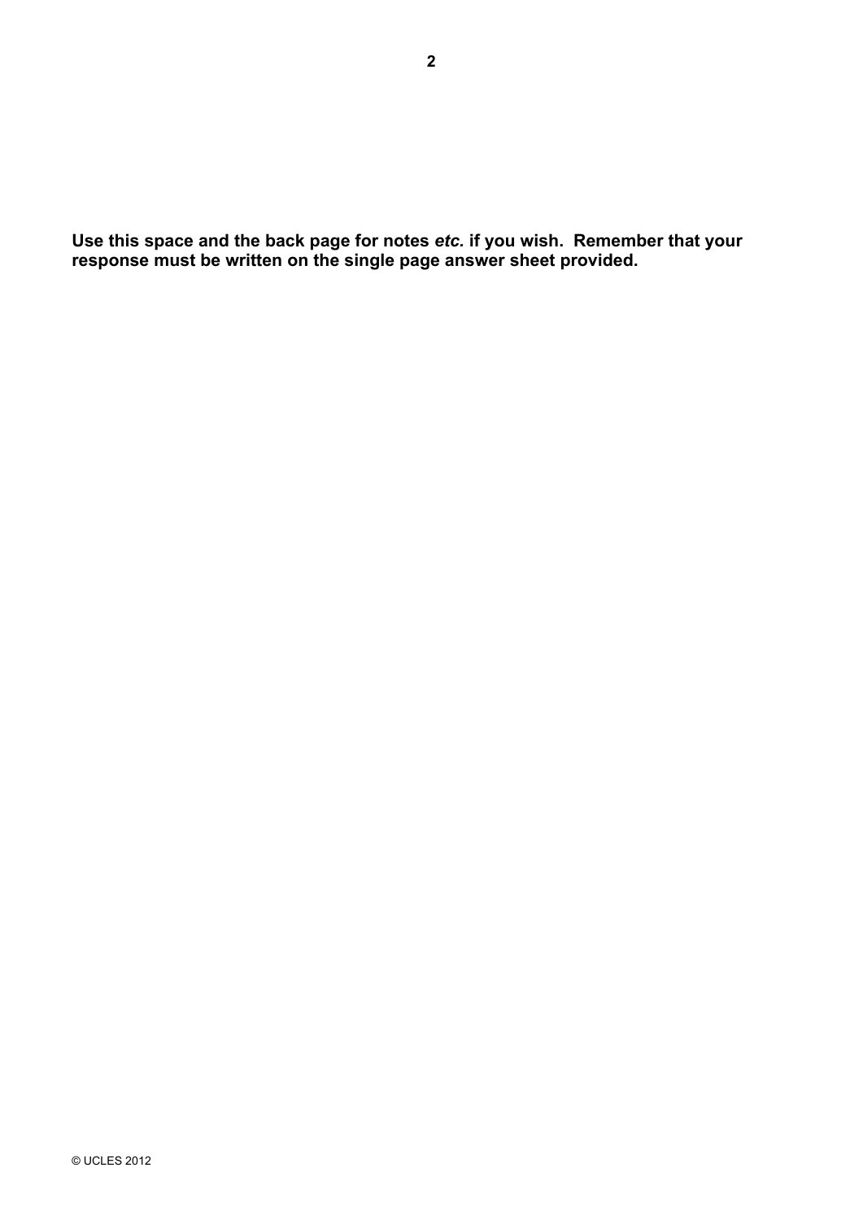**Use this space and the back page for notes *etc.* if you wish. Remember that your response must be written on the single page answer sheet provided.**

© UCLES 2012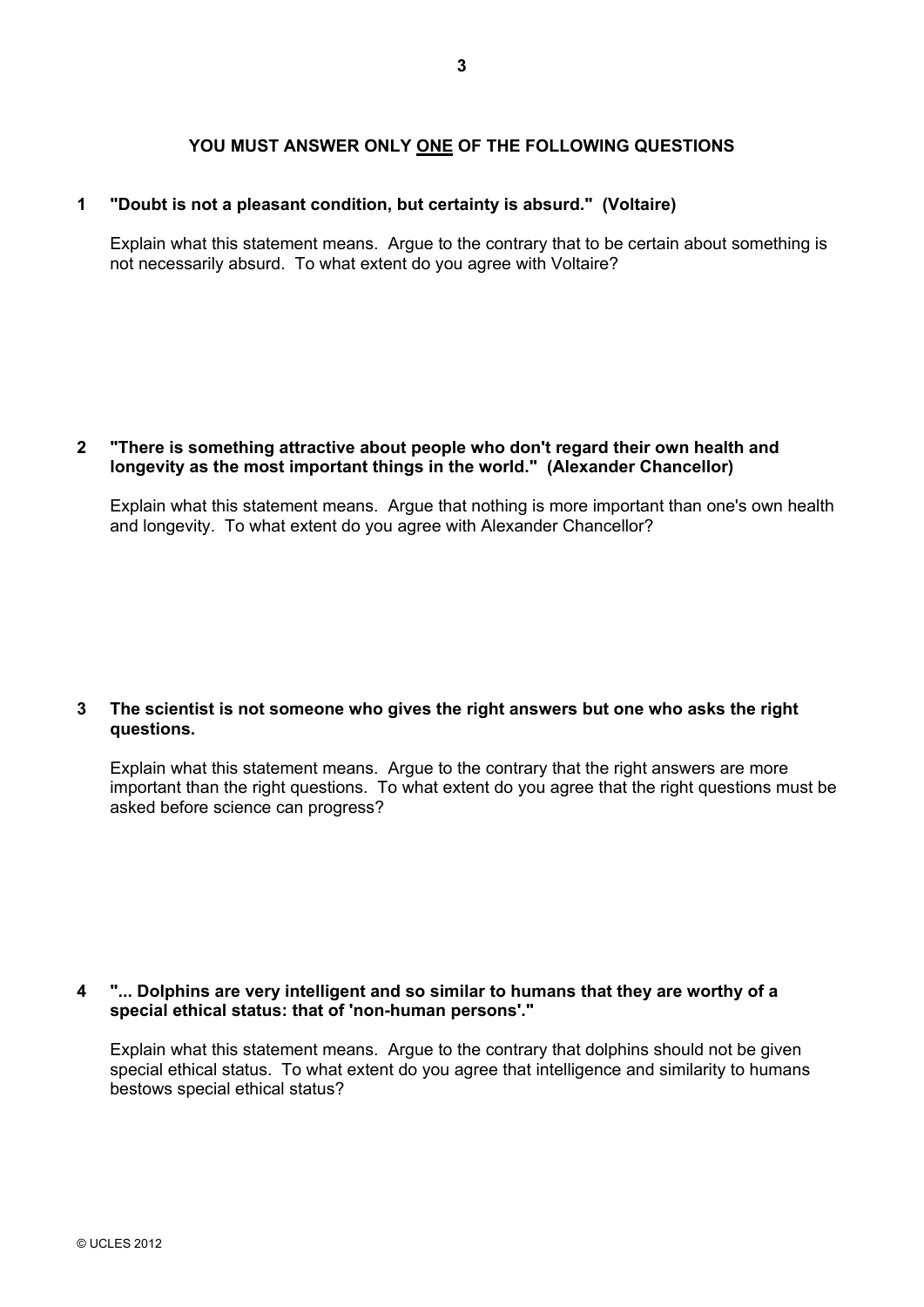**YOU MUST ANSWER ONLY ONE OF THE FOLLOWING QUESTIONS**

**1 "Doubt is not a pleasant condition, but certainty is absurd." (Voltaire)**

Explain what this statement means. Argue to the contrary that to be certain about something is not necessarily absurd. To what extent do you agree with Voltaire?

**2 "There is something attractive about people who don't regard their own health and longevity as the most important things in the world." (Alexander Chancellor)**

Explain what this statement means. Argue that nothing is more important than one's own health and longevity. To what extent do you agree with Alexander Chancellor?

**3 The scientist is not someone who gives the right answers but one who asks the right questions.**

Explain what this statement means. Argue to the contrary that the right answers are more important than the right questions. To what extent do you agree that the right questions must be asked before science can progress?

**4 "... Dolphins are very intelligent and so similar to humans that they are worthy of a special ethical status: that of 'non-human persons'."**

Explain what this statement means. Argue to the contrary that dolphins should not be given special ethical status. To what extent do you agree that intelligence and similarity to humans bestows special ethical status?

© UCLES 2012